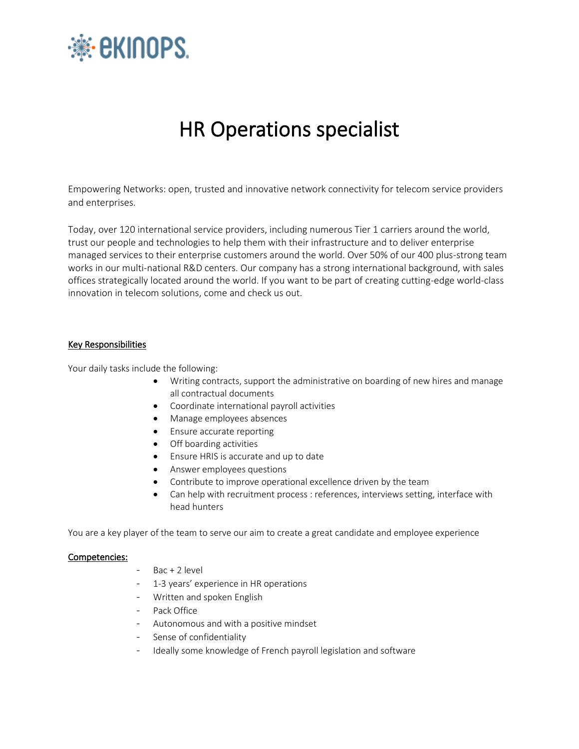ekinops

# HR Operations specialist

Empowering Networks: open, trusted and innovative network connectivity for telecom service providers and enterprises.

Today, over 120 international service providers, including numerous Tier 1 carriers around the world, trust our people and technologies to help them with their infrastructure and to deliver enterprise managed services to their enterprise customers around the world. Over 50% of our 400 plus-strong team works in our multi-national R&D centers. Our company has a strong international background, with sales offices strategically located around the world. If you want to be part of creating cutting-edge world-class innovation in telecom solutions, come and check us out.

## Key Responsibilities

Your daily tasks include the following:

- Writing contracts, support the administrative on boarding of new hires and manage all contractual documents
- Coordinate international payroll activities
- Manage employees absences
- Ensure accurate reporting
- Off boarding activities
- Ensure HRIS is accurate and up to date
- Answer employees questions
- Contribute to improve operational excellence driven by the team
- Can help with recruitment process : references, interviews setting, interface with head hunters

You are a key player of the team to serve our aim to create a great candidate and employee experience

## Competencies:

- Bac + 2 level
- 1-3 years' experience in HR operations
- Written and spoken English
- Pack Office
- Autonomous and with a positive mindset
- Sense of confidentiality
- Ideally some knowledge of French payroll legislation and software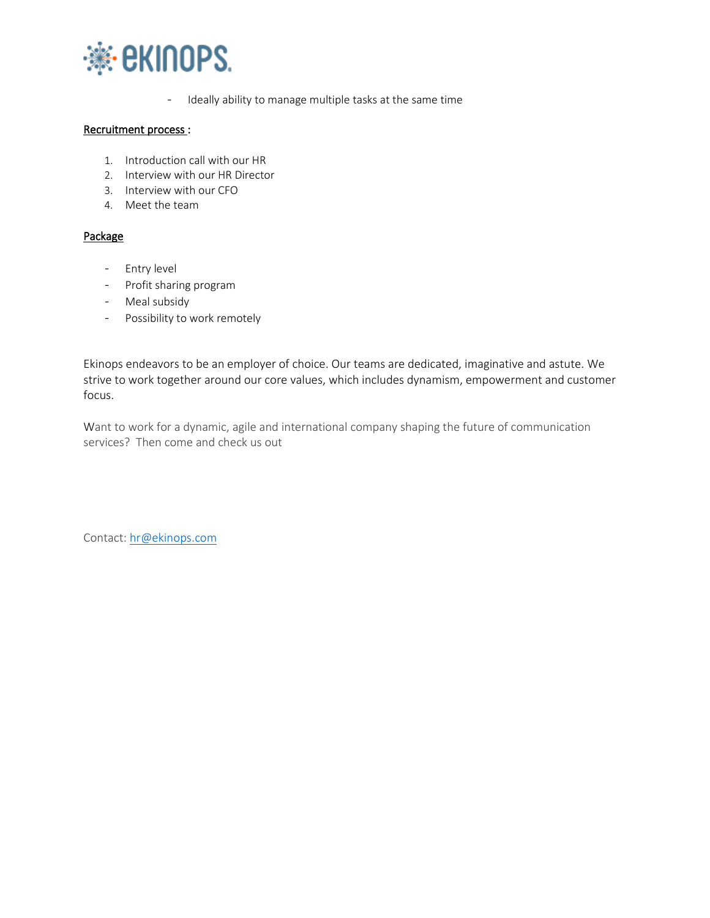- Ideally ability to manage multiple tasks at the same time

**Recruitment process :**

1. Introduction call with our HR
2. Interview with our HR Director
3. Interview with our CFO
4. Meet the team

**Package**

- Entry level
- Profit sharing program
- Meal subsidy
- Possibility to work remotely

Ekinops endeavors to be an employer of choice. Our teams are dedicated, imaginative and astute. We strive to work together around our core values, which includes dynamism, empowerment and customer focus.

Want to work for a dynamic, agile and international company shaping the future of communication services? Then come and check us out

Contact: hr@ekinops.com